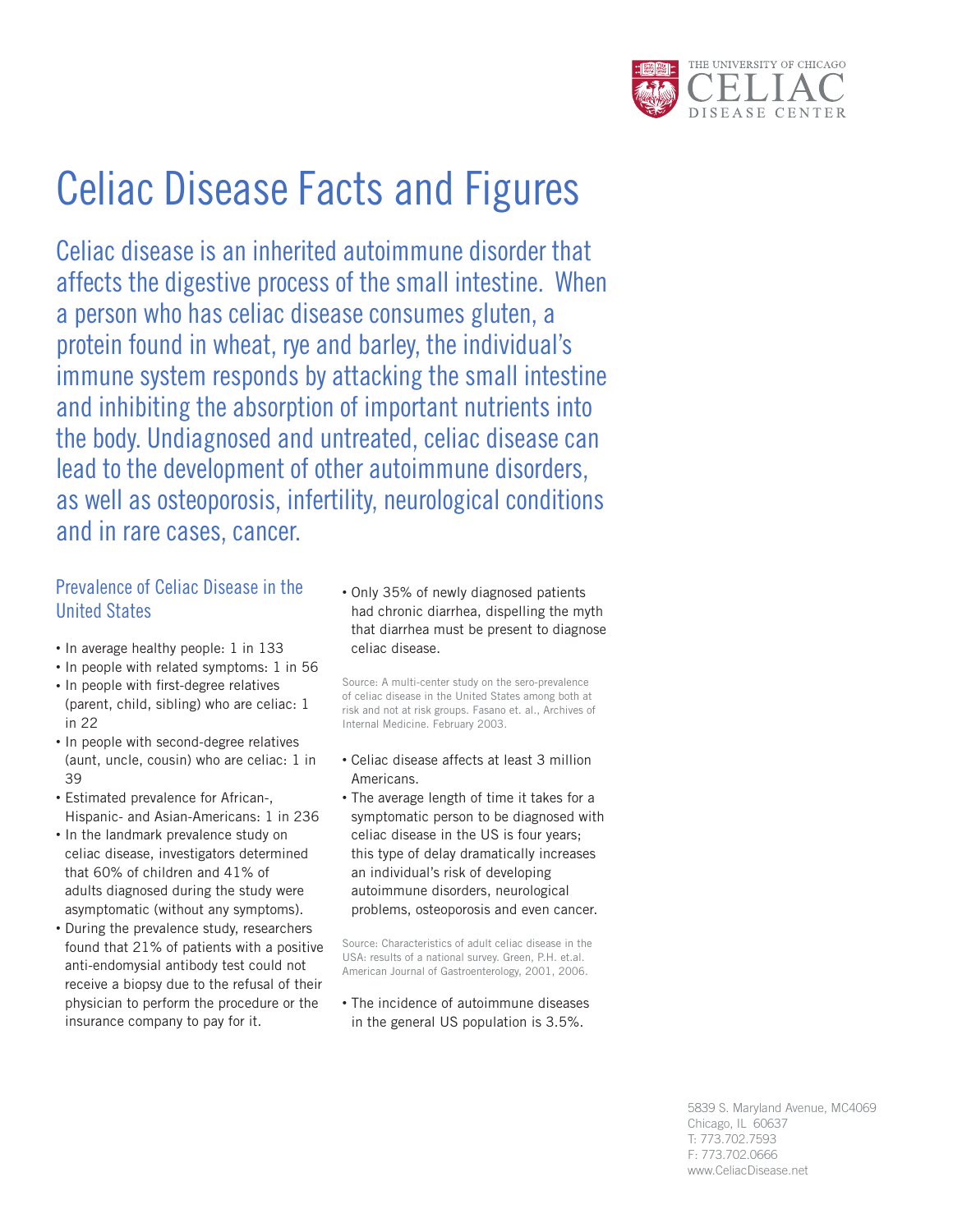THE UNIVERSITY OF CHICAGO CELIAC DISEASE CENTER

# Celiac Disease Facts and Figures

Celiac disease is an inherited autoimmune disorder that affects the digestive process of the small intestine. When a person who has celiac disease consumes gluten, a protein found in wheat, rye and barley, the individual's immune system responds by attacking the small intestine and inhibiting the absorption of important nutrients into the body. Undiagnosed and untreated, celiac disease can lead to the development of other autoimmune disorders, as well as osteoporosis, infertility, neurological conditions and in rare cases, cancer.

## Prevalence of Celiac Disease in the United States

- In average healthy people: 1 in 133
- In people with related symptoms: 1 in 56
- In people with first-degree relatives (parent, child, sibling) who are celiac: 1 in 22
- In people with second-degree relatives (aunt, uncle, cousin) who are celiac: 1 in 39
- Estimated prevalence for African-, Hispanic- and Asian-Americans: 1 in 236
- In the landmark prevalence study on celiac disease, investigators determined that 60% of children and 41% of adults diagnosed during the study were asymptomatic (without any symptoms).
- During the prevalence study, researchers found that 21% of patients with a positive anti-endomysial antibody test could not receive a biopsy due to the refusal of their physician to perform the procedure or the insurance company to pay for it.
- Only 35% of newly diagnosed patients had chronic diarrhea, dispelling the myth that diarrhea must be present to diagnose celiac disease.

Source: A multi-center study on the sero-prevalence of celiac disease in the United States among both at risk and not at risk groups. Fasano et. al., Archives of Internal Medicine. February 2003.

- Celiac disease affects at least 3 million Americans.
- The average length of time it takes for a symptomatic person to be diagnosed with celiac disease in the US is four years; this type of delay dramatically increases an individual's risk of developing autoimmune disorders, neurological problems, osteoporosis and even cancer.

Source: Characteristics of adult celiac disease in the USA: results of a national survey. Green, P.H. et.al. American Journal of Gastroenterology, 2001, 2006.

- The incidence of autoimmune diseases in the general US population is 3.5%.

5839 S. Maryland Avenue, MC4069
Chicago, IL 60637
T: 773.702.7593
F: 773.702.0666
www.CeliacDisease.net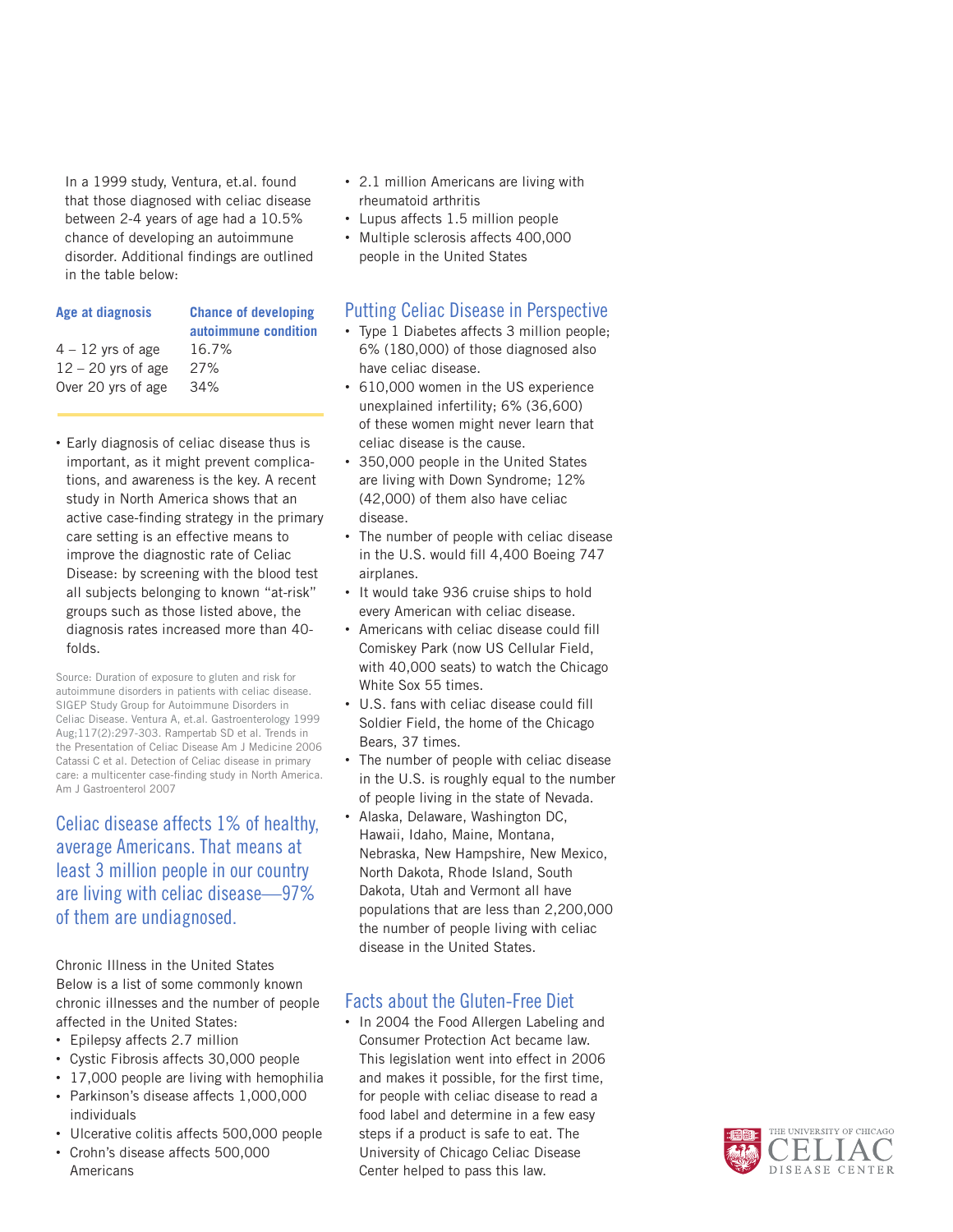In a 1999 study, Ventura, et.al. found that those diagnosed with celiac disease between 2-4 years of age had a 10.5% chance of developing an autoimmune disorder. Additional findings are outlined in the table below:

| Age at diagnosis | Chance of developing autoimmune condition |
|---|---|
| 4 – 12 yrs of age | 16.7% |
| 12 – 20 yrs of age | 27% |
| Over 20 yrs of age | 34% |

- Early diagnosis of celiac disease thus is important, as it might prevent complications, and awareness is the key. A recent study in North America shows that an active case-finding strategy in the primary care setting is an effective means to improve the diagnostic rate of Celiac Disease: by screening with the blood test all subjects belonging to known "at-risk" groups such as those listed above, the diagnosis rates increased more than 40-folds.

Source: Duration of exposure to gluten and risk for autoimmune disorders in patients with celiac disease. SIGEP Study Group for Autoimmune Disorders in Celiac Disease. Ventura A, et.al. Gastroenterology 1999 Aug;117(2):297-303. Rampertab SD et al. Trends in the Presentation of Celiac Disease Am J Medicine 2006 Catassi C et al. Detection of Celiac disease in primary care: a multicenter case-finding study in North America. Am J Gastroenterol 2007

## Celiac disease affects 1% of healthy, average Americans. That means at least 3 million people in our country are living with celiac disease—97% of them are undiagnosed.

Chronic Illness in the United States

Below is a list of some commonly known chronic illnesses and the number of people affected in the United States:

- Epilepsy affects 2.7 million
- Cystic Fibrosis affects 30,000 people
- 17,000 people are living with hemophilia
- Parkinson's disease affects 1,000,000 individuals
- Ulcerative colitis affects 500,000 people
- Crohn's disease affects 500,000 Americans
- 2.1 million Americans are living with rheumatoid arthritis
- Lupus affects 1.5 million people
- Multiple sclerosis affects 400,000 people in the United States

## Putting Celiac Disease in Perspective

- Type 1 Diabetes affects 3 million people; 6% (180,000) of those diagnosed also have celiac disease.
- 610,000 women in the US experience unexplained infertility; 6% (36,600) of these women might never learn that celiac disease is the cause.
- 350,000 people in the United States are living with Down Syndrome; 12% (42,000) of them also have celiac disease.
- The number of people with celiac disease in the U.S. would fill 4,400 Boeing 747 airplanes.
- It would take 936 cruise ships to hold every American with celiac disease.
- Americans with celiac disease could fill Comiskey Park (now US Cellular Field, with 40,000 seats) to watch the Chicago White Sox 55 times.
- U.S. fans with celiac disease could fill Soldier Field, the home of the Chicago Bears, 37 times.
- The number of people with celiac disease in the U.S. is roughly equal to the number of people living in the state of Nevada.
- Alaska, Delaware, Washington DC, Hawaii, Idaho, Maine, Montana, Nebraska, New Hampshire, New Mexico, North Dakota, Rhode Island, South Dakota, Utah and Vermont all have populations that are less than 2,200,000 the number of people living with celiac disease in the United States.

## Facts about the Gluten-Free Diet

- In 2004 the Food Allergen Labeling and Consumer Protection Act became law. This legislation went into effect in 2006 and makes it possible, for the first time, for people with celiac disease to read a food label and determine in a few easy steps if a product is safe to eat. The University of Chicago Celiac Disease Center helped to pass this law.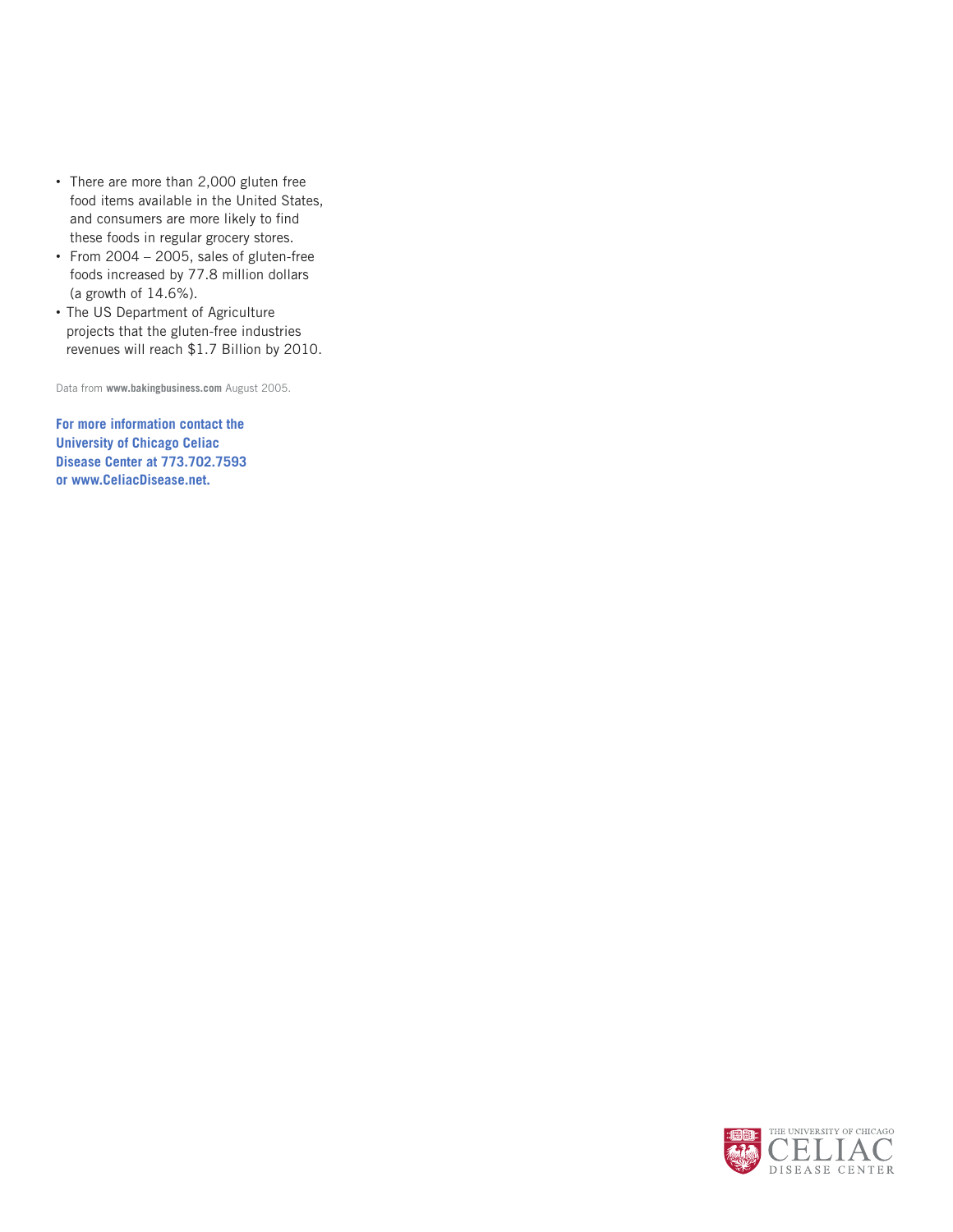- There are more than 2,000 gluten free food items available in the United States, and consumers are more likely to find these foods in regular grocery stores.
- From 2004 – 2005, sales of gluten-free foods increased by 77.8 million dollars (a growth of 14.6%).
- The US Department of Agriculture projects that the gluten-free industries revenues will reach $1.7 Billion by 2010.

Data from **www.bakingbusiness.com** August 2005.

**For more information contact the University of Chicago Celiac Disease Center at 773.702.7593 or www.CeliacDisease.net.**

THE UNIVERSITY OF CHICAGO CELIAC DISEASE CENTER